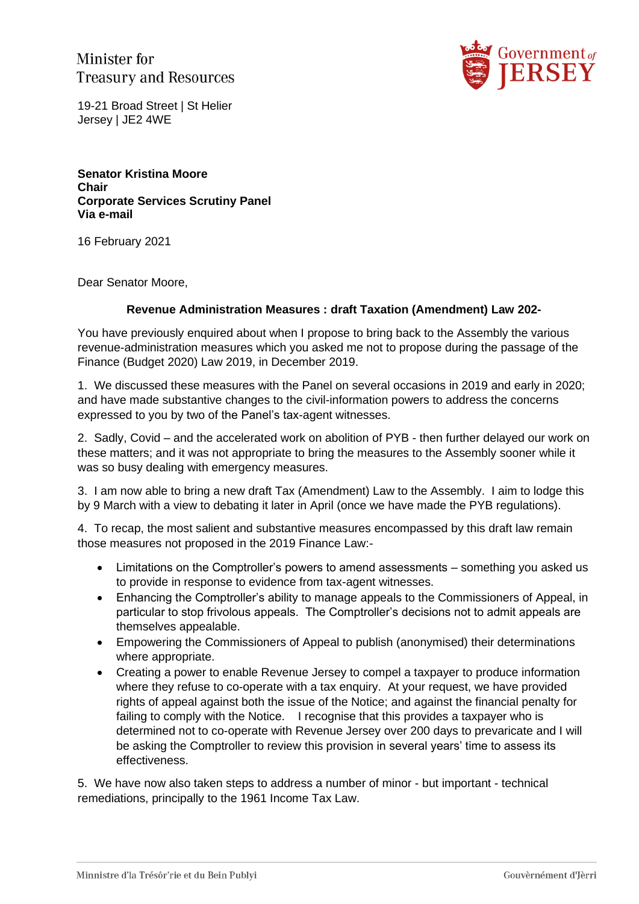Minister for
Treasury and Resources

19-21 Broad Street | St Helier
Jersey | JE2 4WE

**Senator Kristina Moore**
**Chair**
**Corporate Services Scrutiny Panel**
**Via e-mail**

16 February 2021

Dear Senator Moore,

**Revenue Administration Measures : draft Taxation (Amendment) Law 202-**

You have previously enquired about when I propose to bring back to the Assembly the various revenue-administration measures which you asked me not to propose during the passage of the Finance (Budget 2020) Law 2019, in December 2019.

1. We discussed these measures with the Panel on several occasions in 2019 and early in 2020; and have made substantive changes to the civil-information powers to address the concerns expressed to you by two of the Panel's tax-agent witnesses.

2. Sadly, Covid – and the accelerated work on abolition of PYB - then further delayed our work on these matters; and it was not appropriate to bring the measures to the Assembly sooner while it was so busy dealing with emergency measures.

3. I am now able to bring a new draft Tax (Amendment) Law to the Assembly. I aim to lodge this by 9 March with a view to debating it later in April (once we have made the PYB regulations).

4. To recap, the most salient and substantive measures encompassed by this draft law remain those measures not proposed in the 2019 Finance Law:-

- Limitations on the Comptroller's powers to amend assessments – something you asked us to provide in response to evidence from tax-agent witnesses.
- Enhancing the Comptroller's ability to manage appeals to the Commissioners of Appeal, in particular to stop frivolous appeals. The Comptroller's decisions not to admit appeals are themselves appealable.
- Empowering the Commissioners of Appeal to publish (anonymised) their determinations where appropriate.
- Creating a power to enable Revenue Jersey to compel a taxpayer to produce information where they refuse to co-operate with a tax enquiry. At your request, we have provided rights of appeal against both the issue of the Notice; and against the financial penalty for failing to comply with the Notice. I recognise that this provides a taxpayer who is determined not to co-operate with Revenue Jersey over 200 days to prevaricate and I will be asking the Comptroller to review this provision in several years' time to assess its effectiveness.

5. We have now also taken steps to address a number of minor - but important - technical remediations, principally to the 1961 Income Tax Law.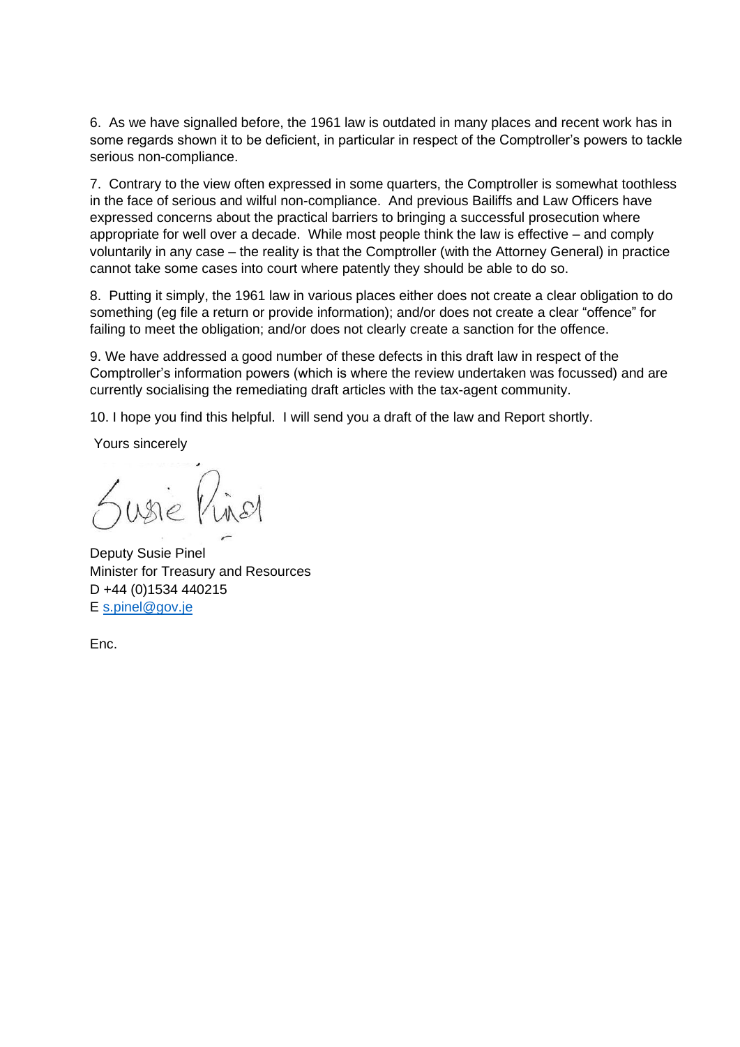6. As we have signalled before, the 1961 law is outdated in many places and recent work has in some regards shown it to be deficient, in particular in respect of the Comptroller's powers to tackle serious non-compliance.

7. Contrary to the view often expressed in some quarters, the Comptroller is somewhat toothless in the face of serious and wilful non-compliance. And previous Bailiffs and Law Officers have expressed concerns about the practical barriers to bringing a successful prosecution where appropriate for well over a decade. While most people think the law is effective – and comply voluntarily in any case – the reality is that the Comptroller (with the Attorney General) in practice cannot take some cases into court where patently they should be able to do so.

8. Putting it simply, the 1961 law in various places either does not create a clear obligation to do something (eg file a return or provide information); and/or does not create a clear "offence" for failing to meet the obligation; and/or does not clearly create a sanction for the offence.

9. We have addressed a good number of these defects in this draft law in respect of the Comptroller's information powers (which is where the review undertaken was focussed) and are currently socialising the remediating draft articles with the tax-agent community.

10. I hope you find this helpful. I will send you a draft of the law and Report shortly.

Yours sincerely

Susie Pinel

Deputy Susie Pinel
Minister for Treasury and Resources
D +44 (0)1534 440215
E s.pinel@gov.je

Enc.